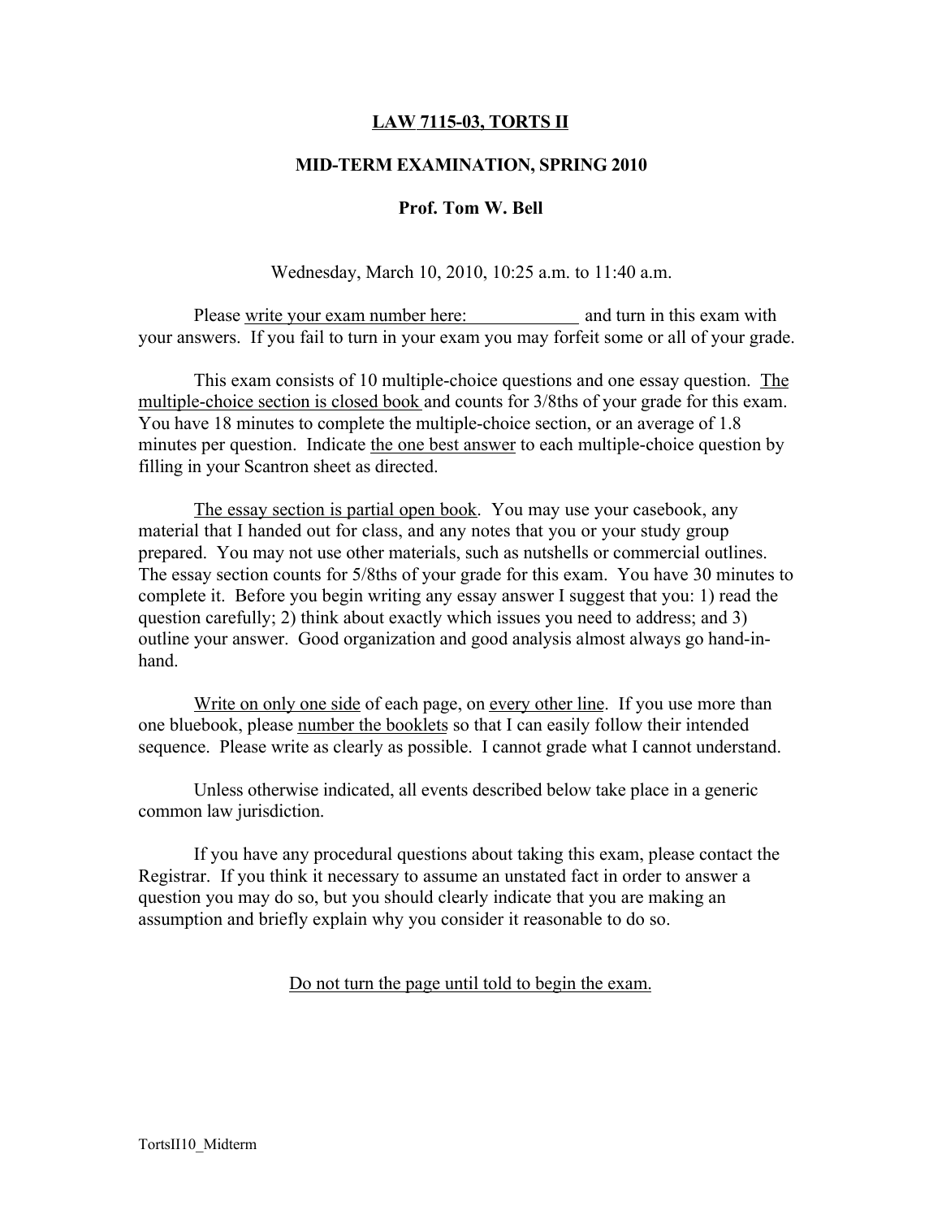# <u>LAW 7115-03, TORTS II</u>

## MID-TERM EXAMINATION, SPRING 2010

### Prof. Tom W. Bell

Wednesday, March 10, 2010, 10:25 a.m. to 11:40 a.m.

Please <u>write your exam number here: \_\_\_\_\_\_\_\_\_\_\_\_</u> and turn in this exam with your answers. If you fail to turn in your exam you may forfeit some or all of your grade.

This exam consists of 10 multiple-choice questions and one essay question. <u>The multiple-choice section is closed book</u> and counts for 3/8ths of your grade for this exam. You have 18 minutes to complete the multiple-choice section, or an average of 1.8 minutes per question. Indicate <u>the one best answer</u> to each multiple-choice question by filling in your Scantron sheet as directed.

<u>The essay section is partial open book</u>. You may use your casebook, any material that I handed out for class, and any notes that you or your study group prepared. You may not use other materials, such as nutshells or commercial outlines. The essay section counts for 5/8ths of your grade for this exam. You have 30 minutes to complete it. Before you begin writing any essay answer I suggest that you: 1) read the question carefully; 2) think about exactly which issues you need to address; and 3) outline your answer. Good organization and good analysis almost always go hand-in-hand.

<u>Write on only one side</u> of each page, on <u>every other line</u>. If you use more than one bluebook, please <u>number the booklets</u> so that I can easily follow their intended sequence. Please write as clearly as possible. I cannot grade what I cannot understand.

Unless otherwise indicated, all events described below take place in a generic common law jurisdiction.

If you have any procedural questions about taking this exam, please contact the Registrar. If you think it necessary to assume an unstated fact in order to answer a question you may do so, but you should clearly indicate that you are making an assumption and briefly explain why you consider it reasonable to do so.

<u>Do not turn the page until told to begin the exam.</u>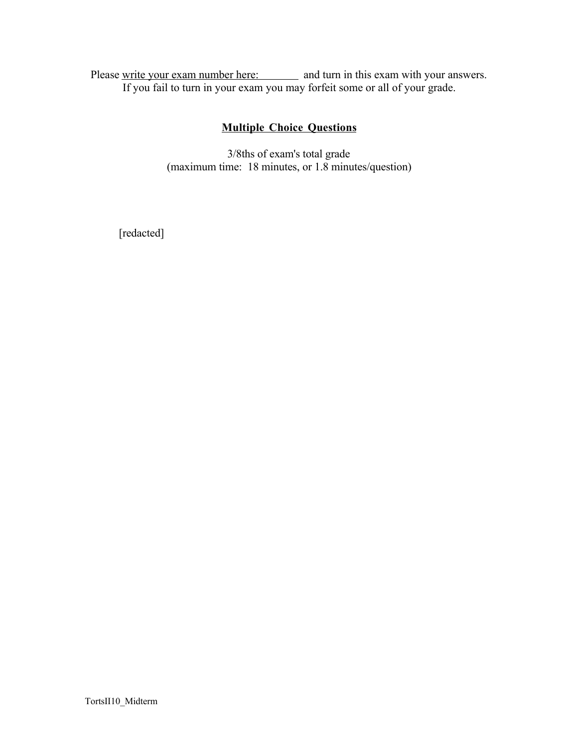Please <u>write your exam number here: ________</u> and turn in this exam with your answers.
If you fail to turn in your exam you may forfeit some or all of your grade.

## **<u>Multiple Choice Questions</u>**

3/8ths of exam's total grade
(maximum time: 18 minutes, or 1.8 minutes/question)

[redacted]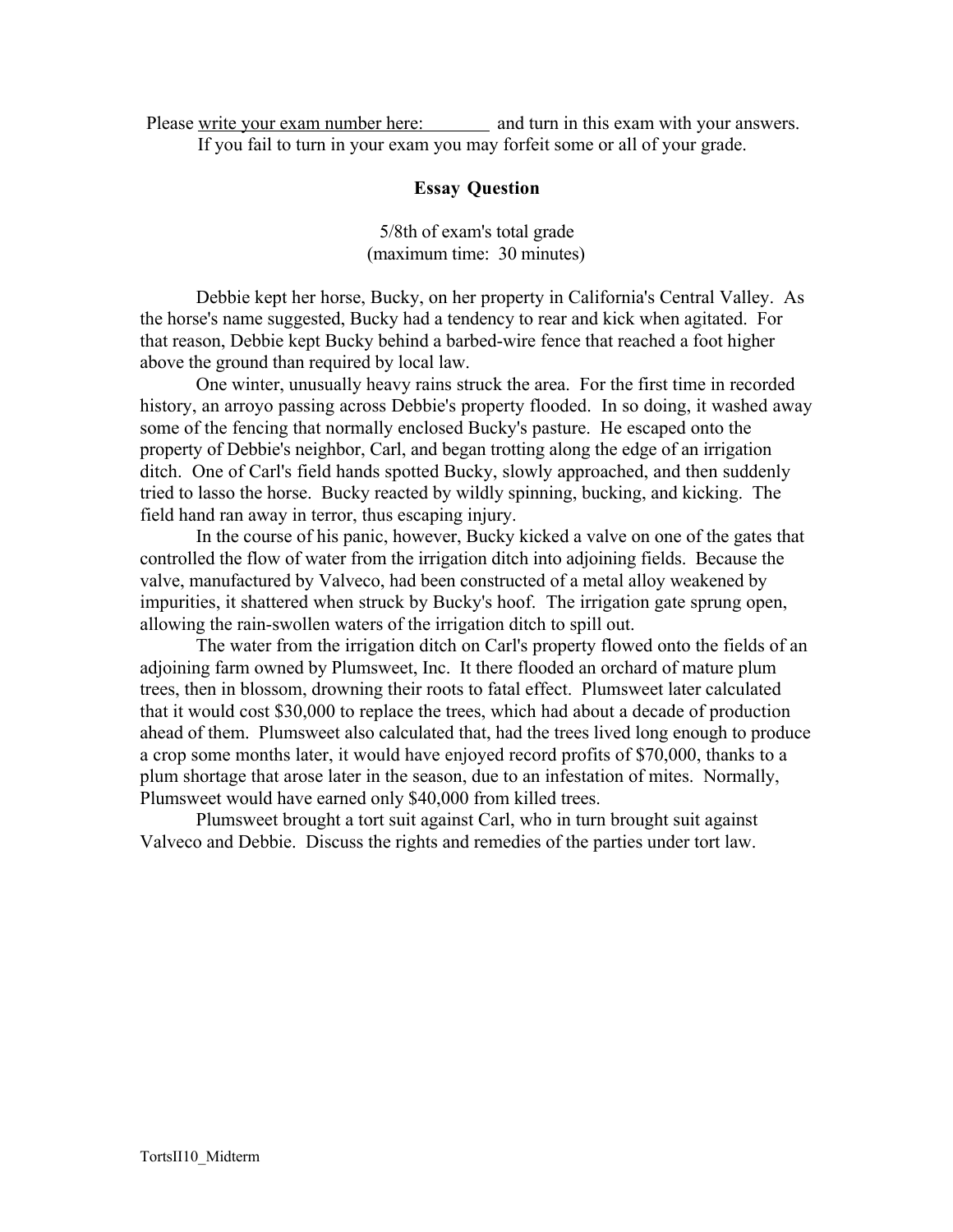Please write your exam number here: ________ and turn in this exam with your answers. If you fail to turn in your exam you may forfeit some or all of your grade.

## Essay Question

5/8th of exam's total grade
(maximum time: 30 minutes)

Debbie kept her horse, Bucky, on her property in California's Central Valley. As the horse's name suggested, Bucky had a tendency to rear and kick when agitated. For that reason, Debbie kept Bucky behind a barbed-wire fence that reached a foot higher above the ground than required by local law.

One winter, unusually heavy rains struck the area. For the first time in recorded history, an arroyo passing across Debbie's property flooded. In so doing, it washed away some of the fencing that normally enclosed Bucky's pasture. He escaped onto the property of Debbie's neighbor, Carl, and began trotting along the edge of an irrigation ditch. One of Carl's field hands spotted Bucky, slowly approached, and then suddenly tried to lasso the horse. Bucky reacted by wildly spinning, bucking, and kicking. The field hand ran away in terror, thus escaping injury.

In the course of his panic, however, Bucky kicked a valve on one of the gates that controlled the flow of water from the irrigation ditch into adjoining fields. Because the valve, manufactured by Valveco, had been constructed of a metal alloy weakened by impurities, it shattered when struck by Bucky's hoof. The irrigation gate sprung open, allowing the rain-swollen waters of the irrigation ditch to spill out.

The water from the irrigation ditch on Carl's property flowed onto the fields of an adjoining farm owned by Plumsweet, Inc. It there flooded an orchard of mature plum trees, then in blossom, drowning their roots to fatal effect. Plumsweet later calculated that it would cost $30,000 to replace the trees, which had about a decade of production ahead of them. Plumsweet also calculated that, had the trees lived long enough to produce a crop some months later, it would have enjoyed record profits of $70,000, thanks to a plum shortage that arose later in the season, due to an infestation of mites. Normally, Plumsweet would have earned only $40,000 from killed trees.

Plumsweet brought a tort suit against Carl, who in turn brought suit against Valveco and Debbie. Discuss the rights and remedies of the parties under tort law.